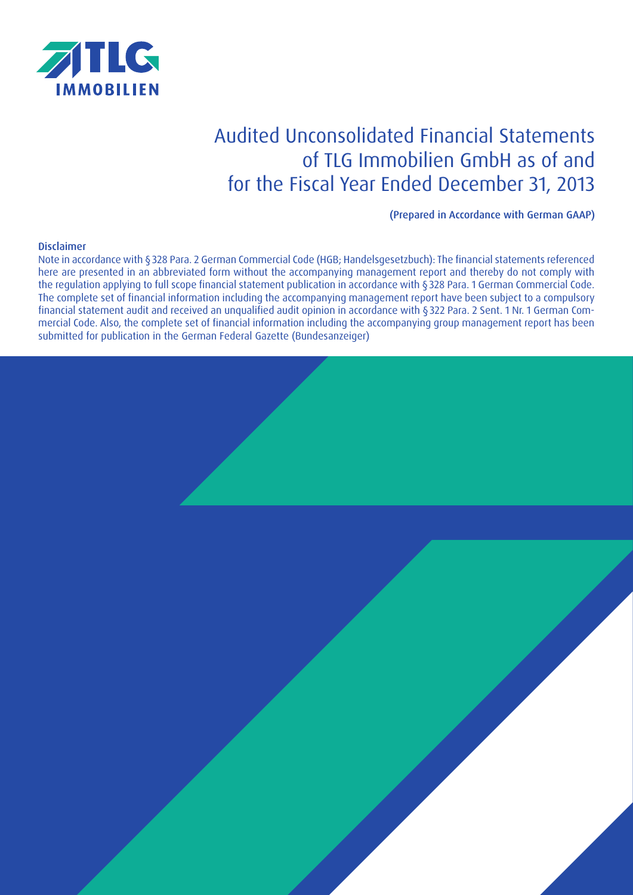TLG IMMOBILIEN

# Audited Unconsolidated Financial Statements of TLG Immobilien GmbH as of and for the Fiscal Year Ended December 31, 2013

**(Prepared in Accordance with German GAAP)**

**Disclaimer**

Note in accordance with § 328 Para. 2 German Commercial Code (HGB; Handelsgesetzbuch): The financial statements referenced here are presented in an abbreviated form without the accompanying management report and thereby do not comply with the regulation applying to full scope financial statement publication in accordance with § 328 Para. 1 German Commercial Code. The complete set of financial information including the accompanying management report have been subject to a compulsory financial statement audit and received an unqualified audit opinion in accordance with § 322 Para. 2 Sent. 1 Nr. 1 German Commercial Code. Also, the complete set of financial information including the accompanying group management report has been submitted for publication in the German Federal Gazette (Bundesanzeiger)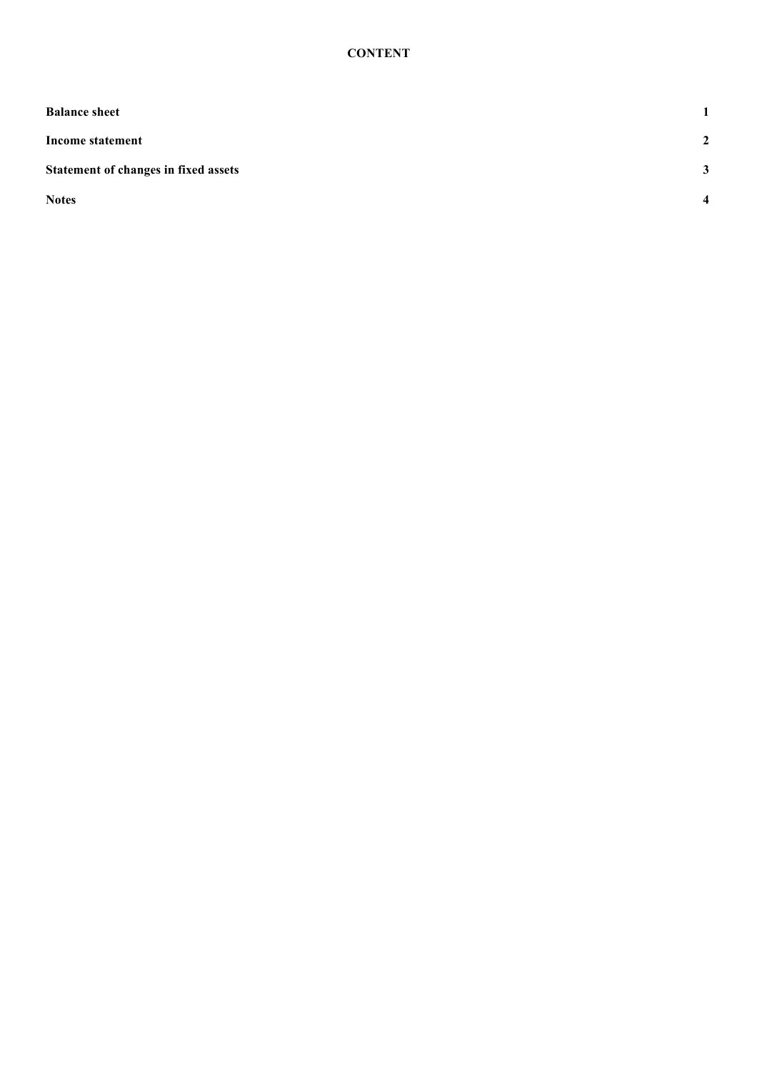**CONTENT**

| | |
|---|---|
| **Balance sheet** | **1** |
| **Income statement** | **2** |
| **Statement of changes in fixed assets** | **3** |
| **Notes** | **4** |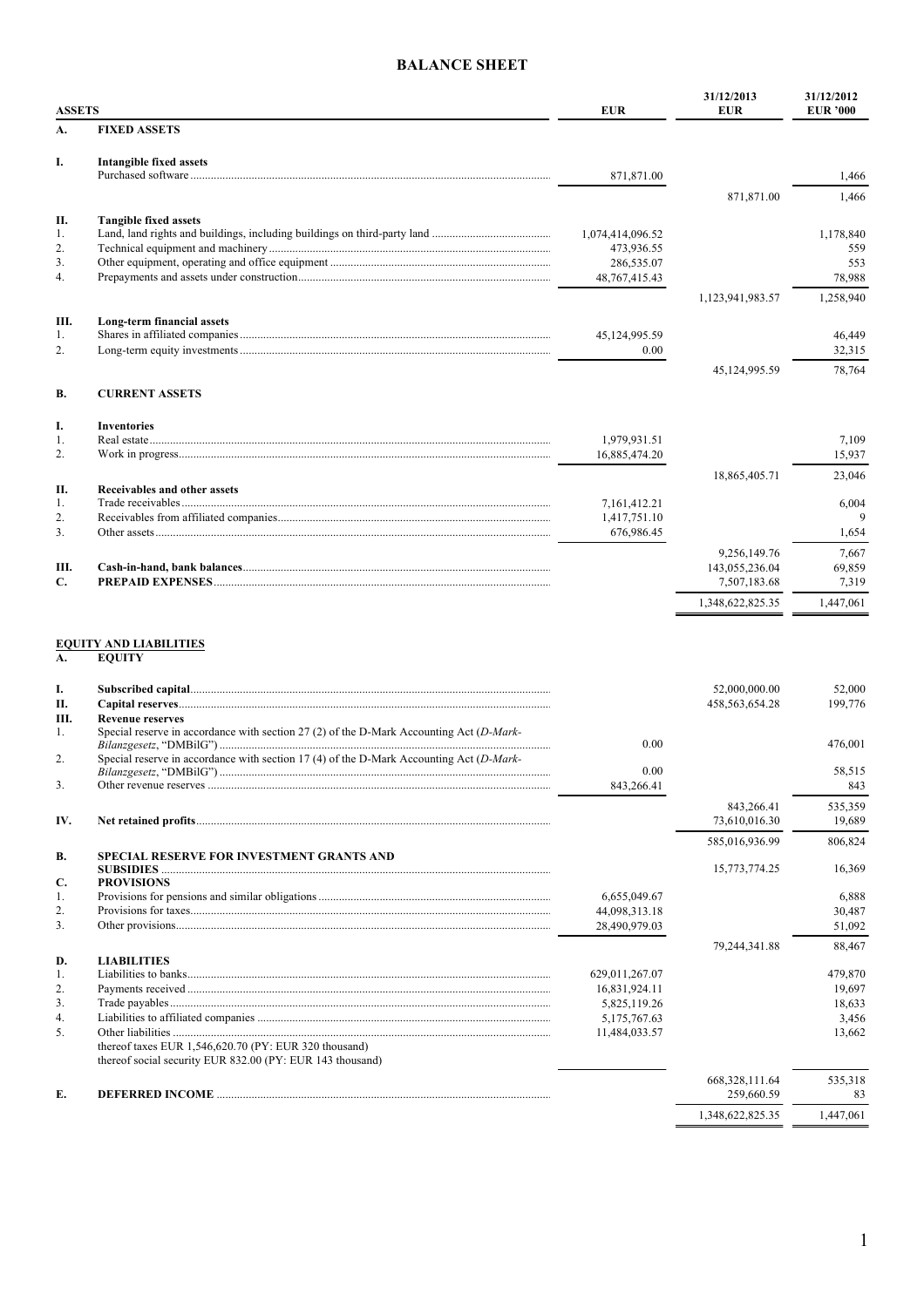# BALANCE SHEET

| ASSETS | | EUR | 31/12/2013 EUR | 31/12/2012 EUR '000 |
|---|---|---|---|---|
| **A.** | **FIXED ASSETS** | | | |
| **I.** | **Intangible fixed assets** | | | |
| | Purchased software | 871,871.00 | | 1,466 |
| | | | 871,871.00 | 1,466 |
| **II.** | **Tangible fixed assets** | | | |
| 1. | Land, land rights and buildings, including buildings on third-party land | 1,074,414,096.52 | | 1,178,840 |
| 2. | Technical equipment and machinery | 473,936.55 | | 559 |
| 3. | Other equipment, operating and office equipment | 286,535.07 | | 553 |
| 4. | Prepayments and assets under construction | 48,767,415.43 | | 78,988 |
| | | | 1,123,941,983.57 | 1,258,940 |
| **III.** | **Long-term financial assets** | | | |
| 1. | Shares in affiliated companies | 45,124,995.59 | | 46,449 |
| 2. | Long-term equity investments | 0.00 | | 32,315 |
| | | | 45,124,995.59 | 78,764 |
| **B.** | **CURRENT ASSETS** | | | |
| **I.** | **Inventories** | | | |
| 1. | Real estate | 1,979,931.51 | | 7,109 |
| 2. | Work in progress | 16,885,474.20 | | 15,937 |
| | | | 18,865,405.71 | 23,046 |
| **II.** | **Receivables and other assets** | | | |
| 1. | Trade receivables | 7,161,412.21 | | 6,004 |
| 2. | Receivables from affiliated companies | 1,417,751.10 | | 9 |
| 3. | Other assets | 676,986.45 | | 1,654 |
| | | | 9,256,149.76 | 7,667 |
| **III.** | **Cash-in-hand, bank balances** | | 143,055,236.04 | 69,859 |
| **C.** | **PREPAID EXPENSES** | | 7,507,183.68 | 7,319 |
| | | | 1,348,622,825.35 | 1,447,061 |

| EQUITY AND LIABILITIES | | EUR | 31/12/2013 EUR | 31/12/2012 EUR '000 |
|---|---|---|---|---|
| **A.** | **EQUITY** | | | |
| **I.** | **Subscribed capital** | | 52,000,000.00 | 52,000 |
| **II.** | **Capital reserves** | | 458,563,654.28 | 199,776 |
| **III.** | **Revenue reserves** | | | |
| 1. | Special reserve in accordance with section 27 (2) of the D-Mark Accounting Act (*D-Mark-Bilanzgesetz*, "DMBilG") | 0.00 | | 476,001 |
| 2. | Special reserve in accordance with section 17 (4) of the D-Mark Accounting Act (*D-Mark-Bilanzgesetz*, "DMBilG") | 0.00 | | 58,515 |
| 3. | Other revenue reserves | 843,266.41 | | 843 |
| | | | 843,266.41 | 535,359 |
| **IV.** | **Net retained profits** | | 73,610,016.30 | 19,689 |
| | | | 585,016,936.99 | 806,824 |
| **B.** | **SPECIAL RESERVE FOR INVESTMENT GRANTS AND SUBSIDIES** | | 15,773,774.25 | 16,369 |
| **C.** | **PROVISIONS** | | | |
| 1. | Provisions for pensions and similar obligations | 6,655,049.67 | | 6,888 |
| 2. | Provisions for taxes | 44,098,313.18 | | 30,487 |
| 3. | Other provisions | 28,490,979.03 | | 51,092 |
| | | | 79,244,341.88 | 88,467 |
| **D.** | **LIABILITIES** | | | |
| 1. | Liabilities to banks | 629,011,267.07 | | 479,870 |
| 2. | Payments received | 16,831,924.11 | | 19,697 |
| 3. | Trade payables | 5,825,119.26 | | 18,633 |
| 4. | Liabilities to affiliated companies | 5,175,767.63 | | 3,456 |
| 5. | Other liabilities<br>thereof taxes EUR 1,546,620.70 (PY: EUR 320 thousand)<br>thereof social security EUR 832.00 (PY: EUR 143 thousand) | 11,484,033.57 | | 13,662 |
| | | | 668,328,111.64 | 535,318 |
| **E.** | **DEFERRED INCOME** | | 259,660.59 | 83 |
| | | | 1,348,622,825.35 | 1,447,061 |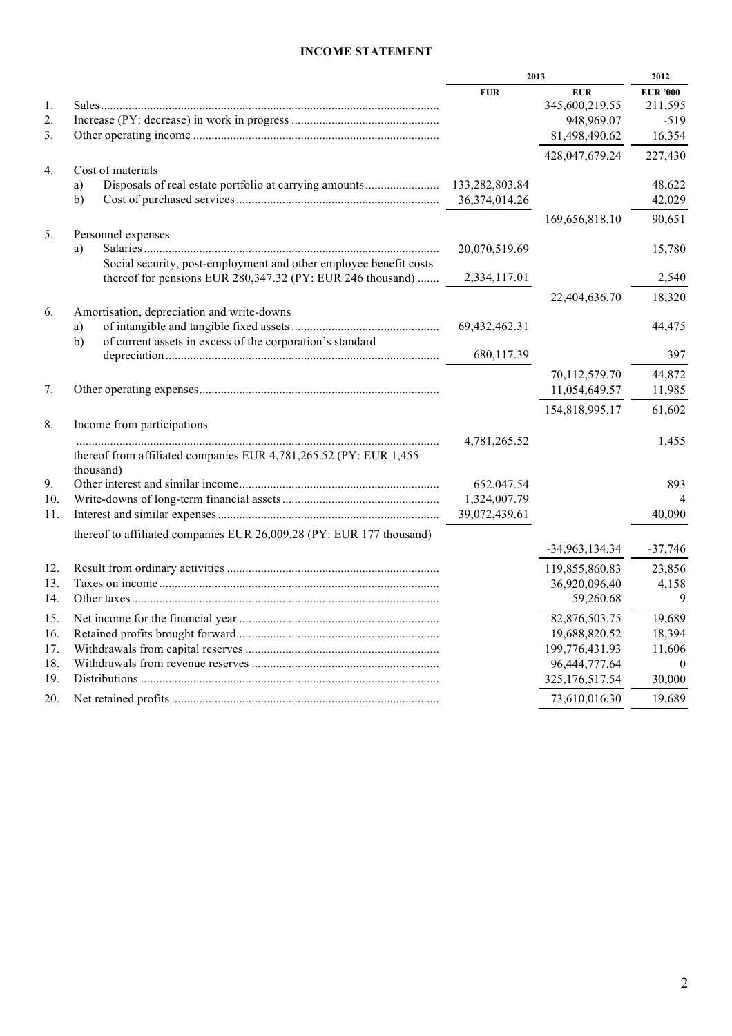# INCOME STATEMENT

| | | 2013 | | 2012 |
|---|---|---|---|---|
| | | EUR | EUR | EUR '000 |
| 1. | Sales | | 345,600,219.55 | 211,595 |
| 2. | Increase (PY: decrease) in work in progress | | 948,969.07 | -519 |
| 3. | Other operating income | | 81,498,490.62 | 16,354 |
| | | | 428,047,679.24 | 227,430 |
| 4. | Cost of materials | | | |
| | a) Disposals of real estate portfolio at carrying amounts | 133,282,803.84 | | 48,622 |
| | b) Cost of purchased services | 36,374,014.26 | | 42,029 |
| | | | 169,656,818.10 | 90,651 |
| 5. | Personnel expenses | | | |
| | a) Salaries | 20,070,519.69 | | 15,780 |
| | Social security, post-employment and other employee benefit costs thereof for pensions EUR 280,347.32 (PY: EUR 246 thousand) | 2,334,117.01 | | 2,540 |
| | | | 22,404,636.70 | 18,320 |
| 6. | Amortisation, depreciation and write-downs | | | |
| | a) of intangible and tangible fixed assets | 69,432,462.31 | | 44,475 |
| | b) of current assets in excess of the corporation's standard depreciation | 680,117.39 | | 397 |
| | | | 70,112,579.70 | 44,872 |
| 7. | Other operating expenses | | 11,054,649.57 | 11,985 |
| | | | 154,818,995.17 | 61,602 |
| 8. | Income from participations | 4,781,265.52 | | 1,455 |
| | thereof from affiliated companies EUR 4,781,265.52 (PY: EUR 1,455 thousand) | | | |
| 9. | Other interest and similar income | 652,047.54 | | 893 |
| 10. | Write-downs of long-term financial assets | 1,324,007.79 | | 4 |
| 11. | Interest and similar expenses | 39,072,439.61 | | 40,090 |
| | thereof to affiliated companies EUR 26,009.28 (PY: EUR 177 thousand) | | -34,963,134.34 | -37,746 |
| 12. | Result from ordinary activities | | 119,855,860.83 | 23,856 |
| 13. | Taxes on income | | 36,920,096.40 | 4,158 |
| 14. | Other taxes | | 59,260.68 | 9 |
| 15. | Net income for the financial year | | 82,876,503.75 | 19,689 |
| 16. | Retained profits brought forward | | 19,688,820.52 | 18,394 |
| 17. | Withdrawals from capital reserves | | 199,776,431.93 | 11,606 |
| 18. | Withdrawals from revenue reserves | | 96,444,777.64 | 0 |
| 19. | Distributions | | 325,176,517.54 | 30,000 |
| 20. | Net retained profits | | 73,610,016.30 | 19,689 |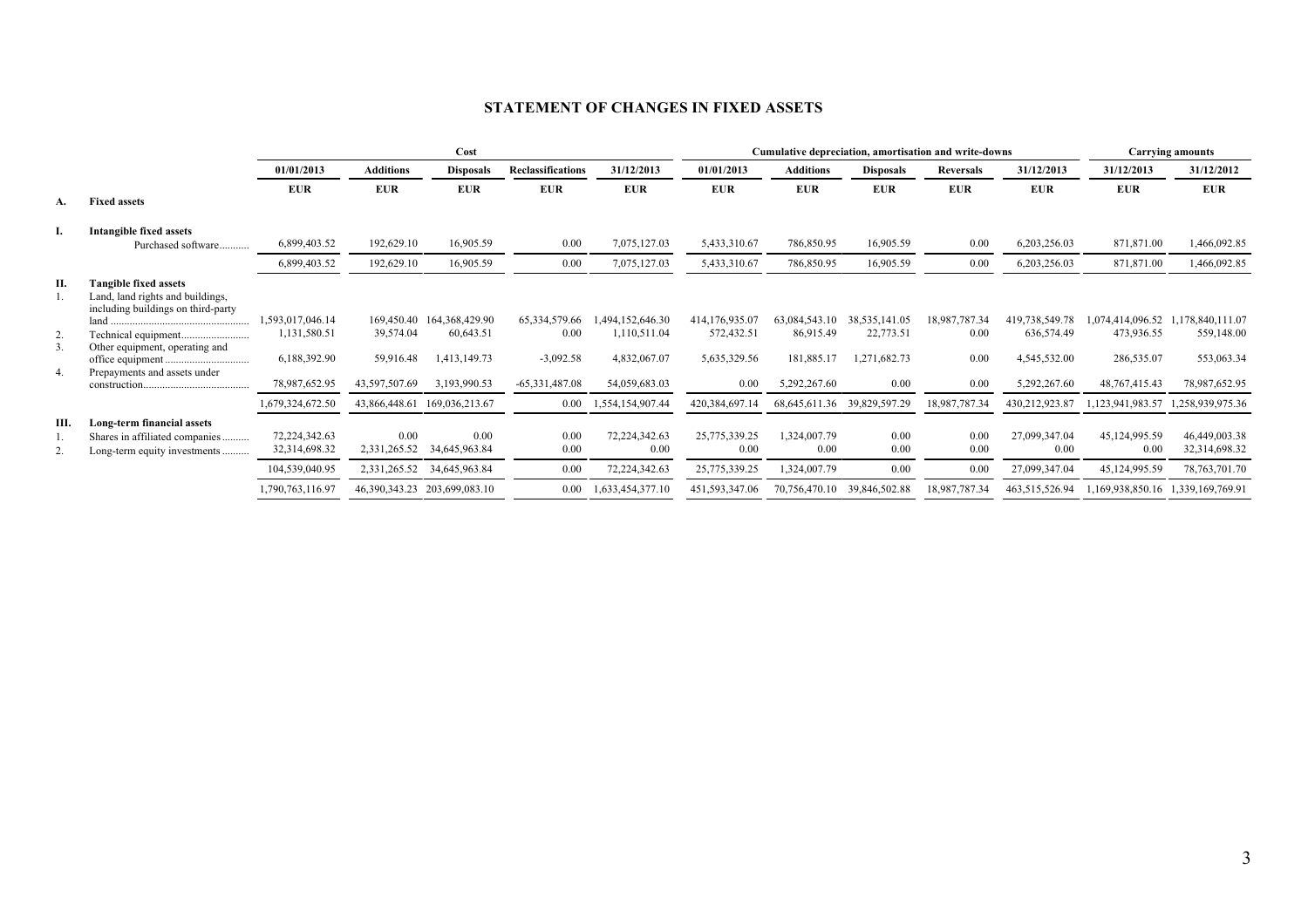## STATEMENT OF CHANGES IN FIXED ASSETS

| | | Cost | | | | | Cumulative depreciation, amortisation and write-downs | | | | | Carrying amounts | |
|---|---|---|---|---|---|---|---|---|---|---|---|---|---|
| | | 01/01/2013 | Additions | Disposals | Reclassifications | 31/12/2013 | 01/01/2013 | Additions | Disposals | Reversals | 31/12/2013 | 31/12/2013 | 31/12/2012 |
| | | EUR | EUR | EUR | EUR | EUR | EUR | EUR | EUR | EUR | EUR | EUR | EUR |
| A. | **Fixed assets** | | | | | | | | | | | | |
| I. | **Intangible fixed assets** | | | | | | | | | | | | |
| | Purchased software.......... | 6,899,403.52 | 192,629.10 | 16,905.59 | 0.00 | 7,075,127.03 | 5,433,310.67 | 786,850.95 | 16,905.59 | 0.00 | 6,203,256.03 | 871,871.00 | 1,466,092.85 |
| | | 6,899,403.52 | 192,629.10 | 16,905.59 | 0.00 | 7,075,127.03 | 5,433,310.67 | 786,850.95 | 16,905.59 | 0.00 | 6,203,256.03 | 871,871.00 | 1,466,092.85 |
| II. | **Tangible fixed assets** | | | | | | | | | | | | |
| 1. | Land, land rights and buildings, including buildings on third-party land .................................................. | 1,593,017,046.14 | 169,450.40 | 164,368,429.90 | 65,334,579.66 | 1,494,152,646.30 | 414,176,935.07 | 63,084,543.10 | 38,535,141.05 | 18,987,787.34 | 419,738,549.78 | 1,074,414,096.52 | 1,178,840,111.07 |
| 2. | Technical equipment........................ | 1,131,580.51 | 39,574.04 | 60,643.51 | 0.00 | 1,110,511.04 | 572,432.51 | 86,915.49 | 22,773.51 | 0.00 | 636,574.49 | 473,936.55 | 559,148.00 |
| 3. | Other equipment, operating and office equipment .............................. | 6,188,392.90 | 59,916.48 | 1,413,149.73 | -3,092.58 | 4,832,067.07 | 5,635,329.56 | 181,885.17 | 1,271,682.73 | 0.00 | 4,545,532.00 | 286,535.07 | 553,063.34 |
| 4. | Prepayments and assets under construction...................................... | 78,987,652.95 | 43,597,507.69 | 3,193,990.53 | -65,331,487.08 | 54,059,683.03 | 0.00 | 5,292,267.60 | 0.00 | 0.00 | 5,292,267.60 | 48,767,415.43 | 78,987,652.95 |
| | | 1,679,324,672.50 | 43,866,448.61 | 169,036,213.67 | 0.00 | 1,554,154,907.44 | 420,384,697.14 | 68,645,611.36 | 39,829,597.29 | 18,987,787.34 | 430,212,923.87 | 1,123,941,983.57 | 1,258,939,975.36 |
| III. | **Long-term financial assets** | | | | | | | | | | | | |
| 1. | Shares in affiliated companies.......... | 72,224,342.63 | 0.00 | 0.00 | 0.00 | 72,224,342.63 | 25,775,339.25 | 1,324,007.79 | 0.00 | 0.00 | 27,099,347.04 | 45,124,995.59 | 46,449,003.38 |
| 2. | Long-term equity investments .......... | 32,314,698.32 | 2,331,265.52 | 34,645,963.84 | 0.00 | 0.00 | 0.00 | 0.00 | 0.00 | 0.00 | 0.00 | 0.00 | 32,314,698.32 |
| | | 104,539,040.95 | 2,331,265.52 | 34,645,963.84 | 0.00 | 72,224,342.63 | 25,775,339.25 | 1,324,007.79 | 0.00 | 0.00 | 27,099,347.04 | 45,124,995.59 | 78,763,701.70 |
| | | 1,790,763,116.97 | 46,390,343.23 | 203,699,083.10 | 0.00 | 1,633,454,377.10 | 451,593,347.06 | 70,756,470.10 | 39,846,502.88 | 18,987,787.34 | 463,515,526.94 | 1,169,938,850.16 | 1,339,169,769.91 |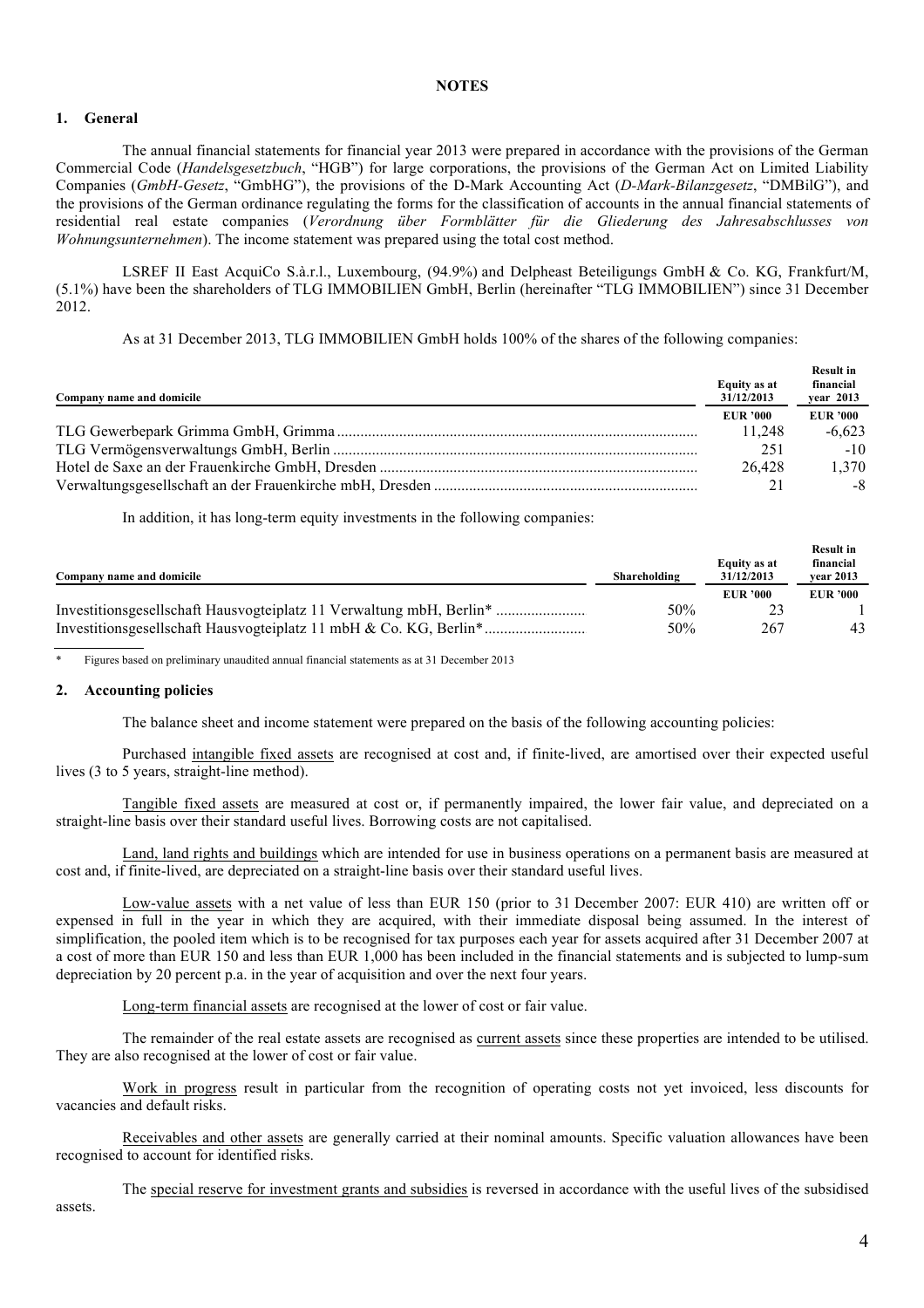## NOTES

### 1. General

The annual financial statements for financial year 2013 were prepared in accordance with the provisions of the German Commercial Code (*Handelsgesetzbuch*, "HGB") for large corporations, the provisions of the German Act on Limited Liability Companies (*GmbH-Gesetz*, "GmbHG"), the provisions of the D-Mark Accounting Act (*D-Mark-Bilanzgesetz*, "DMBilG"), and the provisions of the German ordinance regulating the forms for the classification of accounts in the annual financial statements of residential real estate companies (*Verordnung über Formblätter für die Gliederung des Jahresabschlusses von Wohnungsunternehmen*). The income statement was prepared using the total cost method.

LSREF II East AcquiCo S.à.r.l., Luxembourg, (94.9%) and Delpheast Beteiligungs GmbH & Co. KG, Frankfurt/M, (5.1%) have been the shareholders of TLG IMMOBILIEN GmbH, Berlin (hereinafter "TLG IMMOBILIEN") since 31 December 2012.

As at 31 December 2013, TLG IMMOBILIEN GmbH holds 100% of the shares of the following companies:

| Company name and domicile | Equity as at 31/12/2013 | Result in financial year 2013 |
|---|---|---|
| | EUR '000 | EUR '000 |
| TLG Gewerbepark Grimma GmbH, Grimma | 11,248 | -6,623 |
| TLG Vermögensverwaltungs GmbH, Berlin | 251 | -10 |
| Hotel de Saxe an der Frauenkirche GmbH, Dresden | 26,428 | 1,370 |
| Verwaltungsgesellschaft an der Frauenkirche mbH, Dresden | 21 | -8 |

In addition, it has long-term equity investments in the following companies:

| Company name and domicile | Shareholding | Equity as at 31/12/2013 | Result in financial year 2013 |
|---|---|---|---|
| | | EUR '000 | EUR '000 |
| Investitionsgesellschaft Hausvogteiplatz 11 Verwaltung mbH, Berlin* | 50% | 23 | 1 |
| Investitionsgesellschaft Hausvogteiplatz 11 mbH & Co. KG, Berlin* | 50% | 267 | 43 |

\* Figures based on preliminary unaudited annual financial statements as at 31 December 2013

### 2. Accounting policies

The balance sheet and income statement were prepared on the basis of the following accounting policies:

Purchased intangible fixed assets are recognised at cost and, if finite-lived, are amortised over their expected useful lives (3 to 5 years, straight-line method).

Tangible fixed assets are measured at cost or, if permanently impaired, the lower fair value, and depreciated on a straight-line basis over their standard useful lives. Borrowing costs are not capitalised.

Land, land rights and buildings which are intended for use in business operations on a permanent basis are measured at cost and, if finite-lived, are depreciated on a straight-line basis over their standard useful lives.

Low-value assets with a net value of less than EUR 150 (prior to 31 December 2007: EUR 410) are written off or expensed in full in the year in which they are acquired, with their immediate disposal being assumed. In the interest of simplification, the pooled item which is to be recognised for tax purposes each year for assets acquired after 31 December 2007 at a cost of more than EUR 150 and less than EUR 1,000 has been included in the financial statements and is subjected to lump-sum depreciation by 20 percent p.a. in the year of acquisition and over the next four years.

Long-term financial assets are recognised at the lower of cost or fair value.

The remainder of the real estate assets are recognised as current assets since these properties are intended to be utilised. They are also recognised at the lower of cost or fair value.

Work in progress result in particular from the recognition of operating costs not yet invoiced, less discounts for vacancies and default risks.

Receivables and other assets are generally carried at their nominal amounts. Specific valuation allowances have been recognised to account for identified risks.

The special reserve for investment grants and subsidies is reversed in accordance with the useful lives of the subsidised assets.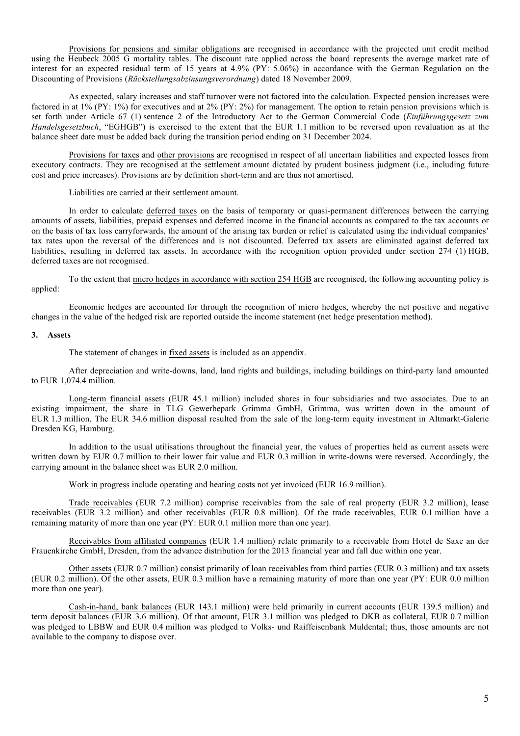Provisions for pensions and similar obligations are recognised in accordance with the projected unit credit method using the Heubeck 2005 G mortality tables. The discount rate applied across the board represents the average market rate of interest for an expected residual term of 15 years at 4.9% (PY: 5.06%) in accordance with the German Regulation on the Discounting of Provisions (*Rückstellungsabzinsungsverordnung*) dated 18 November 2009.

As expected, salary increases and staff turnover were not factored into the calculation. Expected pension increases were factored in at 1% (PY: 1%) for executives and at 2% (PY: 2%) for management. The option to retain pension provisions which is set forth under Article 67 (1) sentence 2 of the Introductory Act to the German Commercial Code (*Einführungsgesetz zum Handelsgesetzbuch*, "EGHGB") is exercised to the extent that the EUR 1.1 million to be reversed upon revaluation as at the balance sheet date must be added back during the transition period ending on 31 December 2024.

Provisions for taxes and other provisions are recognised in respect of all uncertain liabilities and expected losses from executory contracts. They are recognised at the settlement amount dictated by prudent business judgment (i.e., including future cost and price increases). Provisions are by definition short-term and are thus not amortised.

Liabilities are carried at their settlement amount.

In order to calculate deferred taxes on the basis of temporary or quasi-permanent differences between the carrying amounts of assets, liabilities, prepaid expenses and deferred income in the financial accounts as compared to the tax accounts or on the basis of tax loss carryforwards, the amount of the arising tax burden or relief is calculated using the individual companies' tax rates upon the reversal of the differences and is not discounted. Deferred tax assets are eliminated against deferred tax liabilities, resulting in deferred tax assets. In accordance with the recognition option provided under section 274 (1) HGB, deferred taxes are not recognised.

To the extent that micro hedges in accordance with section 254 HGB are recognised, the following accounting policy is applied:

Economic hedges are accounted for through the recognition of micro hedges, whereby the net positive and negative changes in the value of the hedged risk are reported outside the income statement (net hedge presentation method).

### 3. Assets

The statement of changes in fixed assets is included as an appendix.

After depreciation and write-downs, land, land rights and buildings, including buildings on third-party land amounted to EUR 1,074.4 million.

Long-term financial assets (EUR 45.1 million) included shares in four subsidiaries and two associates. Due to an existing impairment, the share in TLG Gewerbepark Grimma GmbH, Grimma, was written down in the amount of EUR 1.3 million. The EUR 34.6 million disposal resulted from the sale of the long-term equity investment in Altmarkt-Galerie Dresden KG, Hamburg.

In addition to the usual utilisations throughout the financial year, the values of properties held as current assets were written down by EUR 0.7 million to their lower fair value and EUR 0.3 million in write-downs were reversed. Accordingly, the carrying amount in the balance sheet was EUR 2.0 million.

Work in progress include operating and heating costs not yet invoiced (EUR 16.9 million).

Trade receivables (EUR 7.2 million) comprise receivables from the sale of real property (EUR 3.2 million), lease receivables (EUR 3.2 million) and other receivables (EUR 0.8 million). Of the trade receivables, EUR 0.1 million have a remaining maturity of more than one year (PY: EUR 0.1 million more than one year).

Receivables from affiliated companies (EUR 1.4 million) relate primarily to a receivable from Hotel de Saxe an der Frauenkirche GmbH, Dresden, from the advance distribution for the 2013 financial year and fall due within one year.

Other assets (EUR 0.7 million) consist primarily of loan receivables from third parties (EUR 0.3 million) and tax assets (EUR 0.2 million). Of the other assets, EUR 0.3 million have a remaining maturity of more than one year (PY: EUR 0.0 million more than one year).

Cash-in-hand, bank balances (EUR 143.1 million) were held primarily in current accounts (EUR 139.5 million) and term deposit balances (EUR 3.6 million). Of that amount, EUR 3.1 million was pledged to DKB as collateral, EUR 0.7 million was pledged to LBBW and EUR 0.4 million was pledged to Volks- und Raiffeisenbank Muldental; thus, those amounts are not available to the company to dispose over.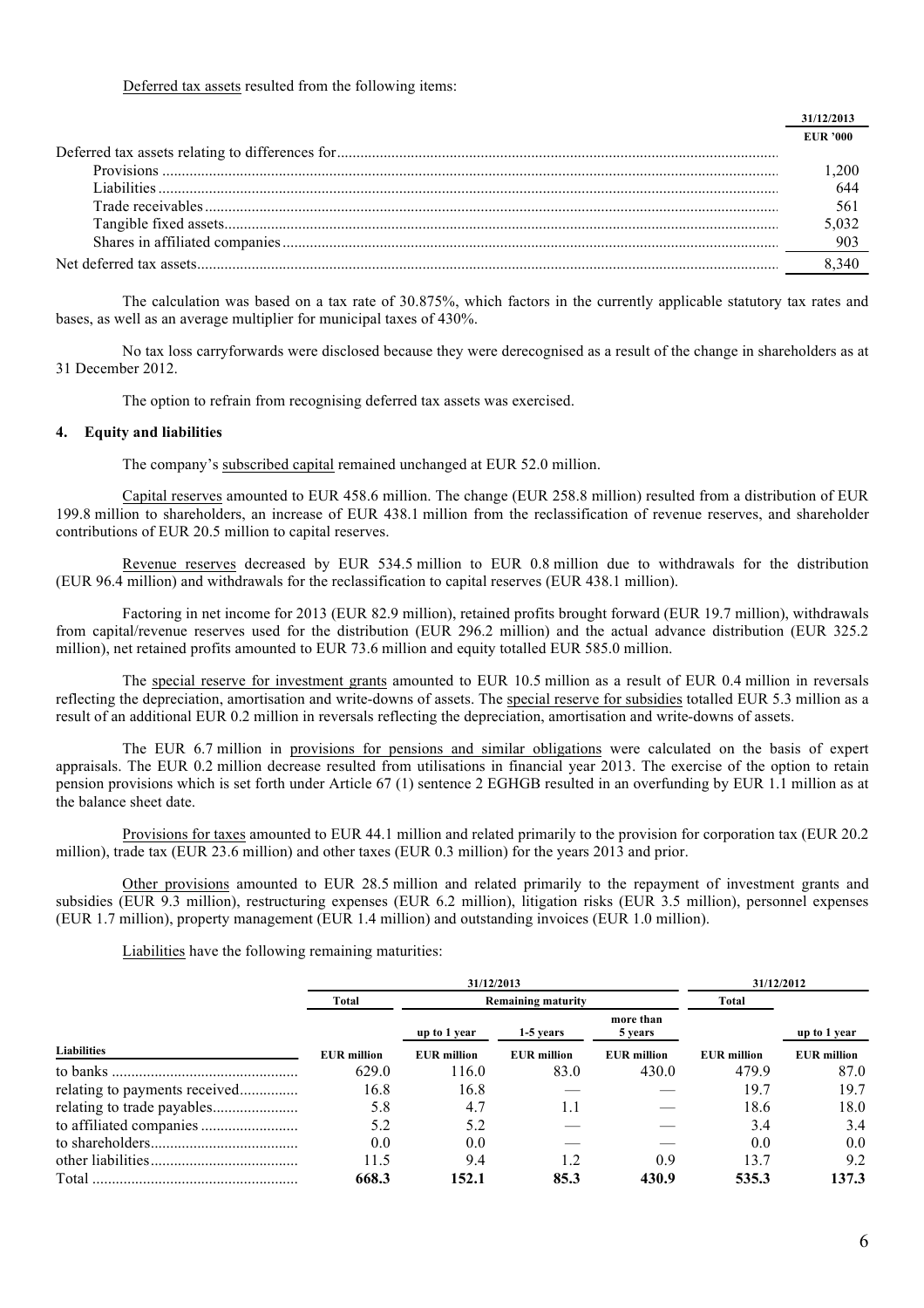<u>Deferred tax assets</u> resulted from the following items:

| | 31/12/2013 |
|---|---|
| | EUR '000 |
| Deferred tax assets relating to differences for | |
| Provisions | 1,200 |
| Liabilities | 644 |
| Trade receivables | 561 |
| Tangible fixed assets | 5,032 |
| Shares in affiliated companies | 903 |
| Net deferred tax assets | 8,340 |

The calculation was based on a tax rate of 30.875%, which factors in the currently applicable statutory tax rates and bases, as well as an average multiplier for municipal taxes of 430%.

No tax loss carryforwards were disclosed because they were derecognised as a result of the change in shareholders as at 31 December 2012.

The option to refrain from recognising deferred tax assets was exercised.

## 4. Equity and liabilities

The company's <u>subscribed capital</u> remained unchanged at EUR 52.0 million.

<u>Capital reserves</u> amounted to EUR 458.6 million. The change (EUR 258.8 million) resulted from a distribution of EUR 199.8 million to shareholders, an increase of EUR 438.1 million from the reclassification of revenue reserves, and shareholder contributions of EUR 20.5 million to capital reserves.

<u>Revenue reserves</u> decreased by EUR 534.5 million to EUR 0.8 million due to withdrawals for the distribution (EUR 96.4 million) and withdrawals for the reclassification to capital reserves (EUR 438.1 million).

Factoring in net income for 2013 (EUR 82.9 million), retained profits brought forward (EUR 19.7 million), withdrawals from capital/revenue reserves used for the distribution (EUR 296.2 million) and the actual advance distribution (EUR 325.2 million), net retained profits amounted to EUR 73.6 million and equity totalled EUR 585.0 million.

The <u>special reserve for investment grants</u> amounted to EUR 10.5 million as a result of EUR 0.4 million in reversals reflecting the depreciation, amortisation and write-downs of assets. The <u>special reserve for subsidies</u> totalled EUR 5.3 million as a result of an additional EUR 0.2 million in reversals reflecting the depreciation, amortisation and write-downs of assets.

The EUR 6.7 million in <u>provisions for pensions and similar obligations</u> were calculated on the basis of expert appraisals. The EUR 0.2 million decrease resulted from utilisations in financial year 2013. The exercise of the option to retain pension provisions which is set forth under Article 67 (1) sentence 2 EGHGB resulted in an overfunding by EUR 1.1 million as at the balance sheet date.

<u>Provisions for taxes</u> amounted to EUR 44.1 million and related primarily to the provision for corporation tax (EUR 20.2 million), trade tax (EUR 23.6 million) and other taxes (EUR 0.3 million) for the years 2013 and prior.

<u>Other provisions</u> amounted to EUR 28.5 million and related primarily to the repayment of investment grants and subsidies (EUR 9.3 million), restructuring expenses (EUR 6.2 million), litigation risks (EUR 3.5 million), personnel expenses (EUR 1.7 million), property management (EUR 1.4 million) and outstanding invoices (EUR 1.0 million).

<u>Liabilities</u> have the following remaining maturities:

| | 31/12/2013 | | | | 31/12/2012 | |
|---|---|---|---|---|---|---|
| | Total | Remaining maturity | | | Total | |
| | | up to 1 year | 1-5 years | more than 5 years | | up to 1 year |
| Liabilities | EUR million | EUR million | EUR million | EUR million | EUR million | EUR million |
| to banks | 629.0 | 116.0 | 83.0 | 430.0 | 479.9 | 87.0 |
| relating to payments received | 16.8 | 16.8 | — | — | 19.7 | 19.7 |
| relating to trade payables | 5.8 | 4.7 | 1.1 | — | 18.6 | 18.0 |
| to affiliated companies | 5.2 | 5.2 | — | — | 3.4 | 3.4 |
| to shareholders | 0.0 | 0.0 | — | — | 0.0 | 0.0 |
| other liabilities | 11.5 | 9.4 | 1.2 | 0.9 | 13.7 | 9.2 |
| Total | **668.3** | **152.1** | **85.3** | **430.9** | **535.3** | **137.3** |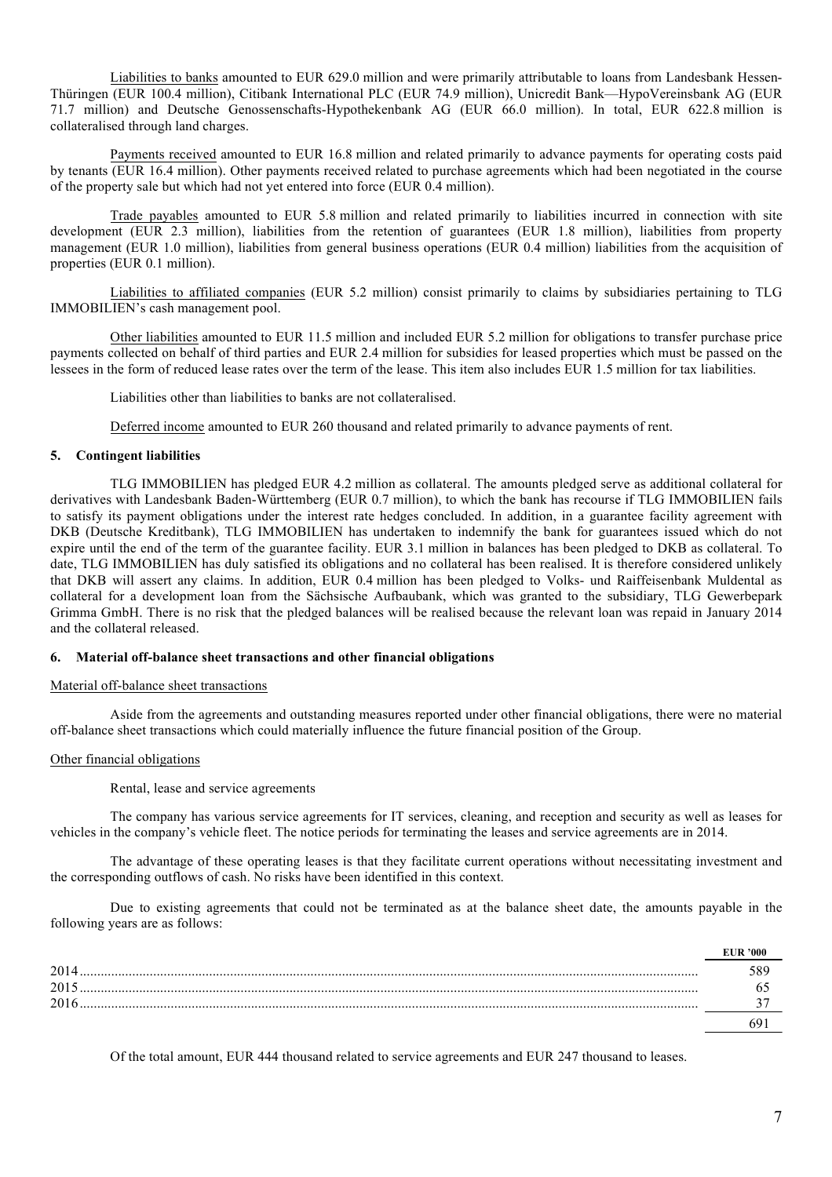Liabilities to banks amounted to EUR 629.0 million and were primarily attributable to loans from Landesbank Hessen-Thüringen (EUR 100.4 million), Citibank International PLC (EUR 74.9 million), Unicredit Bank—HypoVereinsbank AG (EUR 71.7 million) and Deutsche Genossenschafts-Hypothekenbank AG (EUR 66.0 million). In total, EUR 622.8 million is collateralised through land charges.

Payments received amounted to EUR 16.8 million and related primarily to advance payments for operating costs paid by tenants (EUR 16.4 million). Other payments received related to purchase agreements which had been negotiated in the course of the property sale but which had not yet entered into force (EUR 0.4 million).

Trade payables amounted to EUR 5.8 million and related primarily to liabilities incurred in connection with site development (EUR 2.3 million), liabilities from the retention of guarantees (EUR 1.8 million), liabilities from property management (EUR 1.0 million), liabilities from general business operations (EUR 0.4 million) liabilities from the acquisition of properties (EUR 0.1 million).

Liabilities to affiliated companies (EUR 5.2 million) consist primarily to claims by subsidiaries pertaining to TLG IMMOBILIEN's cash management pool.

Other liabilities amounted to EUR 11.5 million and included EUR 5.2 million for obligations to transfer purchase price payments collected on behalf of third parties and EUR 2.4 million for subsidies for leased properties which must be passed on the lessees in the form of reduced lease rates over the term of the lease. This item also includes EUR 1.5 million for tax liabilities.

Liabilities other than liabilities to banks are not collateralised.

Deferred income amounted to EUR 260 thousand and related primarily to advance payments of rent.

## 5. Contingent liabilities

TLG IMMOBILIEN has pledged EUR 4.2 million as collateral. The amounts pledged serve as additional collateral for derivatives with Landesbank Baden-Württemberg (EUR 0.7 million), to which the bank has recourse if TLG IMMOBILIEN fails to satisfy its payment obligations under the interest rate hedges concluded. In addition, in a guarantee facility agreement with DKB (Deutsche Kreditbank), TLG IMMOBILIEN has undertaken to indemnify the bank for guarantees issued which do not expire until the end of the term of the guarantee facility. EUR 3.1 million in balances has been pledged to DKB as collateral. To date, TLG IMMOBILIEN has duly satisfied its obligations and no collateral has been realised. It is therefore considered unlikely that DKB will assert any claims. In addition, EUR 0.4 million has been pledged to Volks- und Raiffeisenbank Muldental as collateral for a development loan from the Sächsische Aufbaubank, which was granted to the subsidiary, TLG Gewerbepark Grimma GmbH. There is no risk that the pledged balances will be realised because the relevant loan was repaid in January 2014 and the collateral released.

## 6. Material off-balance sheet transactions and other financial obligations

Material off-balance sheet transactions

Aside from the agreements and outstanding measures reported under other financial obligations, there were no material off-balance sheet transactions which could materially influence the future financial position of the Group.

Other financial obligations

Rental, lease and service agreements

The company has various service agreements for IT services, cleaning, and reception and security as well as leases for vehicles in the company's vehicle fleet. The notice periods for terminating the leases and service agreements are in 2014.

The advantage of these operating leases is that they facilitate current operations without necessitating investment and the corresponding outflows of cash. No risks have been identified in this context.

Due to existing agreements that could not be terminated as at the balance sheet date, the amounts payable in the following years are as follows:

| | EUR '000 |
|---|---|
| 2014 | 589 |
| 2015 | 65 |
| 2016 | 37 |
| | 691 |

Of the total amount, EUR 444 thousand related to service agreements and EUR 247 thousand to leases.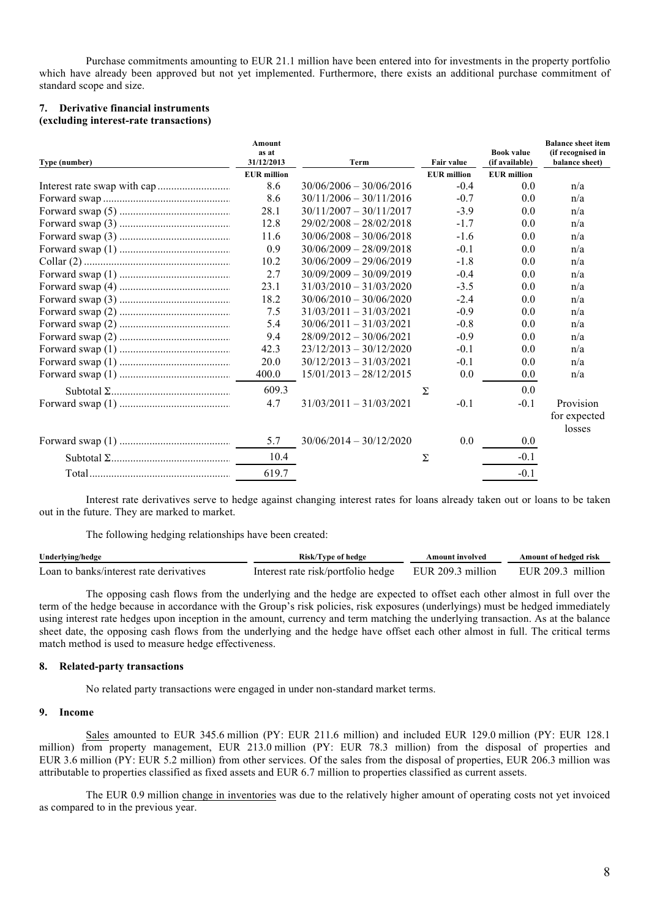Purchase commitments amounting to EUR 21.1 million have been entered into for investments in the property portfolio which have already been approved but not yet implemented. Furthermore, there exists an additional purchase commitment of standard scope and size.

### 7. Derivative financial instruments (excluding interest-rate transactions)

| Type (number) | Amount as at 31/12/2013 | Term | Fair value | Book value (if available) | Balance sheet item (if recognised in balance sheet) |
|---|---|---|---|---|---|
| | EUR million | | EUR million | EUR million | |
| Interest rate swap with cap | 8.6 | 30/06/2006 – 30/06/2016 | -0.4 | 0.0 | n/a |
| Forward swap | 8.6 | 30/11/2006 – 30/11/2016 | -0.7 | 0.0 | n/a |
| Forward swap (5) | 28.1 | 30/11/2007 – 30/11/2017 | -3.9 | 0.0 | n/a |
| Forward swap (3) | 12.8 | 29/02/2008 – 28/02/2018 | -1.7 | 0.0 | n/a |
| Forward swap (3) | 11.6 | 30/06/2008 – 30/06/2018 | -1.6 | 0.0 | n/a |
| Forward swap (1) | 0.9 | 30/06/2009 – 28/09/2018 | -0.1 | 0.0 | n/a |
| Collar (2) | 10.2 | 30/06/2009 – 29/06/2019 | -1.8 | 0.0 | n/a |
| Forward swap (1) | 2.7 | 30/09/2009 – 30/09/2019 | -0.4 | 0.0 | n/a |
| Forward swap (4) | 23.1 | 31/03/2010 – 31/03/2020 | -3.5 | 0.0 | n/a |
| Forward swap (3) | 18.2 | 30/06/2010 – 30/06/2020 | -2.4 | 0.0 | n/a |
| Forward swap (2) | 7.5 | 31/03/2011 – 31/03/2021 | -0.9 | 0.0 | n/a |
| Forward swap (2) | 5.4 | 30/06/2011 – 31/03/2021 | -0.8 | 0.0 | n/a |
| Forward swap (2) | 9.4 | 28/09/2012 – 30/06/2021 | -0.9 | 0.0 | n/a |
| Forward swap (1) | 42.3 | 23/12/2013 – 30/12/2020 | -0.1 | 0.0 | n/a |
| Forward swap (1) | 20.0 | 30/12/2013 – 31/03/2021 | -0.1 | 0.0 | n/a |
| Forward swap (1) | 400.0 | 15/01/2013 – 28/12/2015 | 0.0 | 0.0 | n/a |
| Subtotal Σ | 609.3 | | Σ | 0.0 | |
| Forward swap (1) | 4.7 | 31/03/2011 – 31/03/2021 | -0.1 | -0.1 | Provision for expected losses |
| Forward swap (1) | 5.7 | 30/06/2014 – 30/12/2020 | 0.0 | 0.0 | |
| Subtotal Σ | 10.4 | | Σ | -0.1 | |
| Total | 619.7 | | | -0.1 | |

Interest rate derivatives serve to hedge against changing interest rates for loans already taken out or loans to be taken out in the future. They are marked to market.

The following hedging relationships have been created:

| Underlying/hedge | Risk/Type of hedge | Amount involved | Amount of hedged risk |
|---|---|---|---|
| Loan to banks/interest rate derivatives | Interest rate risk/portfolio hedge | EUR 209.3 million | EUR 209.3 million |

The opposing cash flows from the underlying and the hedge are expected to offset each other almost in full over the term of the hedge because in accordance with the Group's risk policies, risk exposures (underlyings) must be hedged immediately using interest rate hedges upon inception in the amount, currency and term matching the underlying transaction. As at the balance sheet date, the opposing cash flows from the underlying and the hedge have offset each other almost in full. The critical terms match method is used to measure hedge effectiveness.

### 8. Related-party transactions

No related party transactions were engaged in under non-standard market terms.

### 9. Income

Sales amounted to EUR 345.6 million (PY: EUR 211.6 million) and included EUR 129.0 million (PY: EUR 128.1 million) from property management, EUR 213.0 million (PY: EUR 78.3 million) from the disposal of properties and EUR 3.6 million (PY: EUR 5.2 million) from other services. Of the sales from the disposal of properties, EUR 206.3 million was attributable to properties classified as fixed assets and EUR 6.7 million to properties classified as current assets.

The EUR 0.9 million change in inventories was due to the relatively higher amount of operating costs not yet invoiced as compared to in the previous year.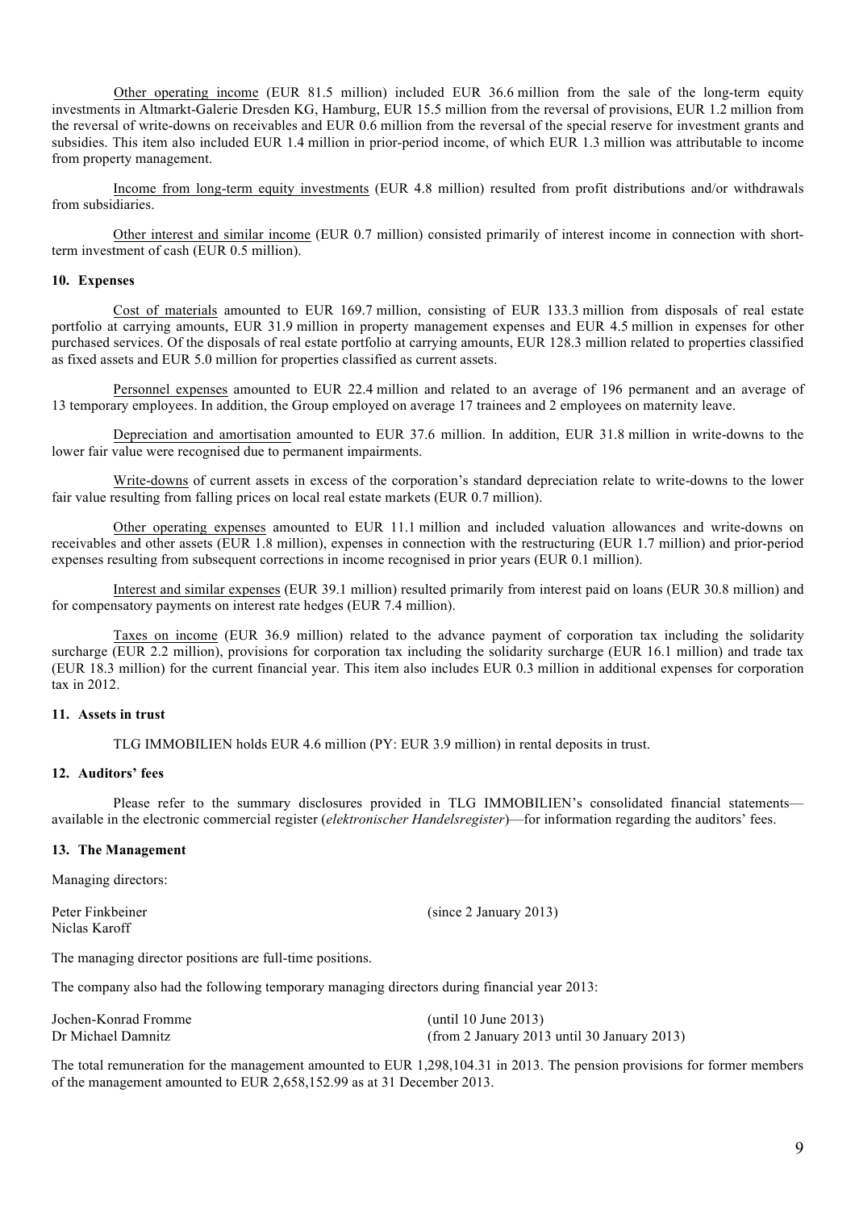Other operating income (EUR 81.5 million) included EUR 36.6 million from the sale of the long-term equity investments in Altmarkt-Galerie Dresden KG, Hamburg, EUR 15.5 million from the reversal of provisions, EUR 1.2 million from the reversal of write-downs on receivables and EUR 0.6 million from the reversal of the special reserve for investment grants and subsidies. This item also included EUR 1.4 million in prior-period income, of which EUR 1.3 million was attributable to income from property management.

Income from long-term equity investments (EUR 4.8 million) resulted from profit distributions and/or withdrawals from subsidiaries.

Other interest and similar income (EUR 0.7 million) consisted primarily of interest income in connection with short-term investment of cash (EUR 0.5 million).

### 10. Expenses

Cost of materials amounted to EUR 169.7 million, consisting of EUR 133.3 million from disposals of real estate portfolio at carrying amounts, EUR 31.9 million in property management expenses and EUR 4.5 million in expenses for other purchased services. Of the disposals of real estate portfolio at carrying amounts, EUR 128.3 million related to properties classified as fixed assets and EUR 5.0 million for properties classified as current assets.

Personnel expenses amounted to EUR 22.4 million and related to an average of 196 permanent and an average of 13 temporary employees. In addition, the Group employed on average 17 trainees and 2 employees on maternity leave.

Depreciation and amortisation amounted to EUR 37.6 million. In addition, EUR 31.8 million in write-downs to the lower fair value were recognised due to permanent impairments.

Write-downs of current assets in excess of the corporation's standard depreciation relate to write-downs to the lower fair value resulting from falling prices on local real estate markets (EUR 0.7 million).

Other operating expenses amounted to EUR 11.1 million and included valuation allowances and write-downs on receivables and other assets (EUR 1.8 million), expenses in connection with the restructuring (EUR 1.7 million) and prior-period expenses resulting from subsequent corrections in income recognised in prior years (EUR 0.1 million).

Interest and similar expenses (EUR 39.1 million) resulted primarily from interest paid on loans (EUR 30.8 million) and for compensatory payments on interest rate hedges (EUR 7.4 million).

Taxes on income (EUR 36.9 million) related to the advance payment of corporation tax including the solidarity surcharge (EUR 2.2 million), provisions for corporation tax including the solidarity surcharge (EUR 16.1 million) and trade tax (EUR 18.3 million) for the current financial year. This item also includes EUR 0.3 million in additional expenses for corporation tax in 2012.

### 11. Assets in trust

TLG IMMOBILIEN holds EUR 4.6 million (PY: EUR 3.9 million) in rental deposits in trust.

### 12. Auditors' fees

Please refer to the summary disclosures provided in TLG IMMOBILIEN's consolidated financial statements—available in the electronic commercial register (*elektronischer Handelsregister*)—for information regarding the auditors' fees.

### 13. The Management

Managing directors:

Peter Finkbeiner (since 2 January 2013)
Niclas Karoff

The managing director positions are full-time positions.

The company also had the following temporary managing directors during financial year 2013:

Jochen-Konrad Fromme (until 10 June 2013)
Dr Michael Damnitz (from 2 January 2013 until 30 January 2013)

The total remuneration for the management amounted to EUR 1,298,104.31 in 2013. The pension provisions for former members of the management amounted to EUR 2,658,152.99 as at 31 December 2013.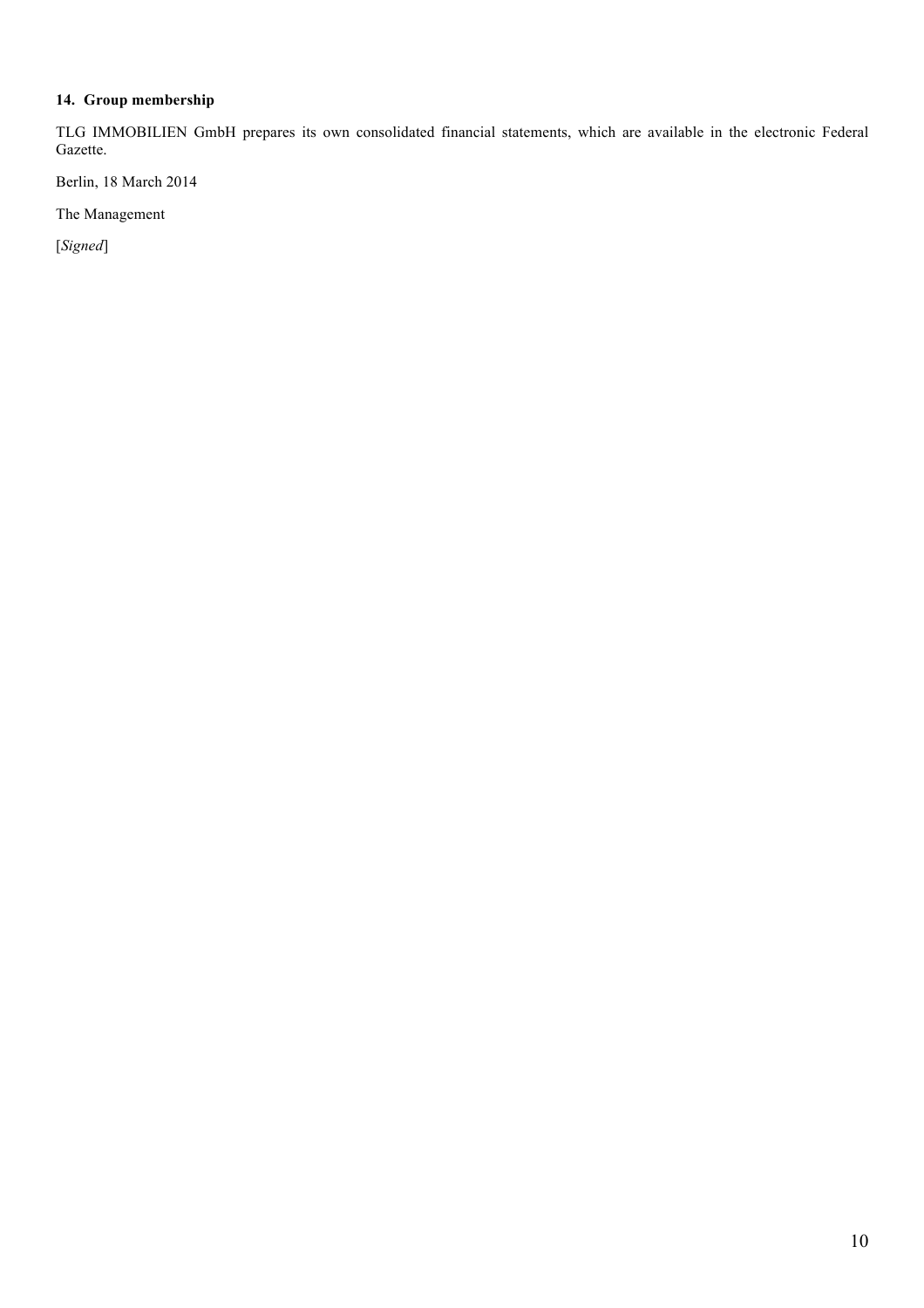### 14. Group membership

TLG IMMOBILIEN GmbH prepares its own consolidated financial statements, which are available in the electronic Federal Gazette.

Berlin, 18 March 2014

The Management

[*Signed*]